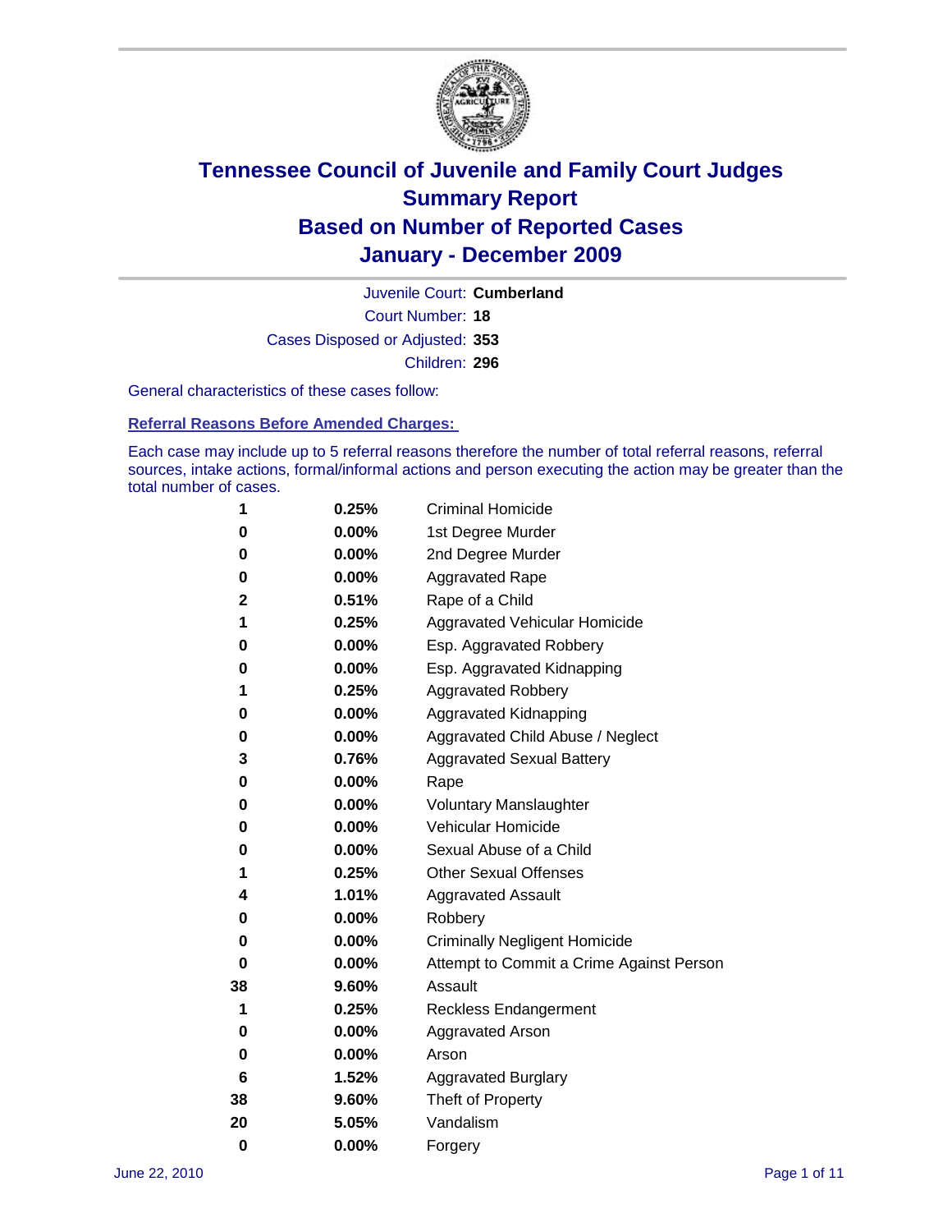# Tennessee Council of Juvenile and Family Court Judges
## Summary Report
## Based on Number of Reported Cases
## January - December 2009

Juvenile Court: **Cumberland**
Court Number: **18**
Cases Disposed or Adjusted: **353**
Children: **296**

General characteristics of these cases follow:

### Referral Reasons Before Amended Charges:

Each case may include up to 5 referral reasons therefore the number of total referral reasons, referral sources, intake actions, formal/informal actions and person executing the action may be greater than the total number of cases.

| Count | Percent | Referral Reason |
|---|---|---|
| 1 | 0.25% | Criminal Homicide |
| 0 | 0.00% | 1st Degree Murder |
| 0 | 0.00% | 2nd Degree Murder |
| 0 | 0.00% | Aggravated Rape |
| 2 | 0.51% | Rape of a Child |
| 1 | 0.25% | Aggravated Vehicular Homicide |
| 0 | 0.00% | Esp. Aggravated Robbery |
| 0 | 0.00% | Esp. Aggravated Kidnapping |
| 1 | 0.25% | Aggravated Robbery |
| 0 | 0.00% | Aggravated Kidnapping |
| 0 | 0.00% | Aggravated Child Abuse / Neglect |
| 3 | 0.76% | Aggravated Sexual Battery |
| 0 | 0.00% | Rape |
| 0 | 0.00% | Voluntary Manslaughter |
| 0 | 0.00% | Vehicular Homicide |
| 0 | 0.00% | Sexual Abuse of a Child |
| 1 | 0.25% | Other Sexual Offenses |
| 4 | 1.01% | Aggravated Assault |
| 0 | 0.00% | Robbery |
| 0 | 0.00% | Criminally Negligent Homicide |
| 0 | 0.00% | Attempt to Commit a Crime Against Person |
| 38 | 9.60% | Assault |
| 1 | 0.25% | Reckless Endangerment |
| 0 | 0.00% | Aggravated Arson |
| 0 | 0.00% | Arson |
| 6 | 1.52% | Aggravated Burglary |
| 38 | 9.60% | Theft of Property |
| 20 | 5.05% | Vandalism |
| 0 | 0.00% | Forgery |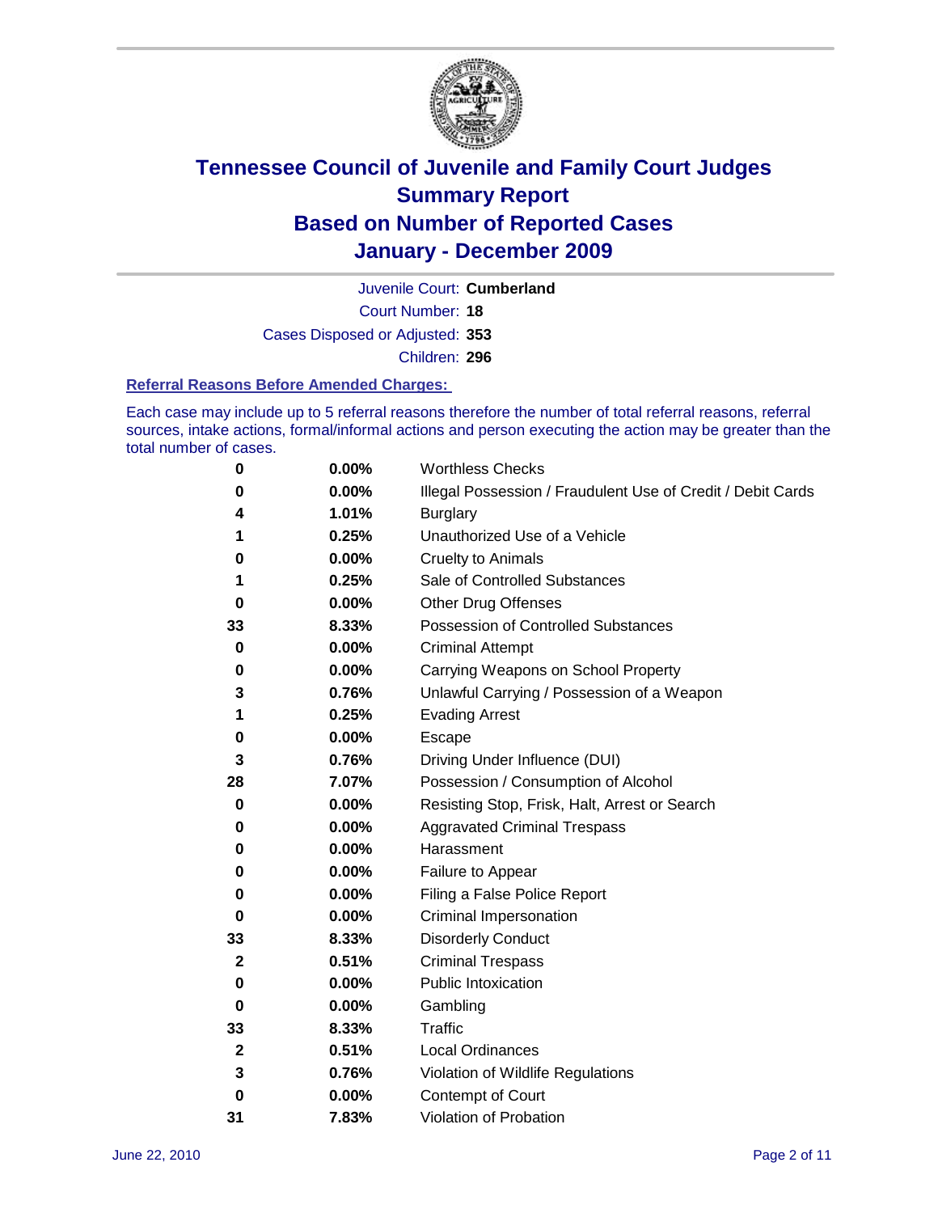# Tennessee Council of Juvenile and Family Court Judges
# Summary Report
# Based on Number of Reported Cases
# January - December 2009

Juvenile Court: **Cumberland**

Court Number: **18**

Cases Disposed or Adjusted: **353**

Children: **296**

### Referral Reasons Before Amended Charges:

Each case may include up to 5 referral reasons therefore the number of total referral reasons, referral sources, intake actions, formal/informal actions and person executing the action may be greater than the total number of cases.

| Count | Percent | Referral Reason |
|---|---|---|
| 0 | 0.00% | Worthless Checks |
| 0 | 0.00% | Illegal Possession / Fraudulent Use of Credit / Debit Cards |
| 4 | 1.01% | Burglary |
| 1 | 0.25% | Unauthorized Use of a Vehicle |
| 0 | 0.00% | Cruelty to Animals |
| 1 | 0.25% | Sale of Controlled Substances |
| 0 | 0.00% | Other Drug Offenses |
| 33 | 8.33% | Possession of Controlled Substances |
| 0 | 0.00% | Criminal Attempt |
| 0 | 0.00% | Carrying Weapons on School Property |
| 3 | 0.76% | Unlawful Carrying / Possession of a Weapon |
| 1 | 0.25% | Evading Arrest |
| 0 | 0.00% | Escape |
| 3 | 0.76% | Driving Under Influence (DUI) |
| 28 | 7.07% | Possession / Consumption of Alcohol |
| 0 | 0.00% | Resisting Stop, Frisk, Halt, Arrest or Search |
| 0 | 0.00% | Aggravated Criminal Trespass |
| 0 | 0.00% | Harassment |
| 0 | 0.00% | Failure to Appear |
| 0 | 0.00% | Filing a False Police Report |
| 0 | 0.00% | Criminal Impersonation |
| 33 | 8.33% | Disorderly Conduct |
| 2 | 0.51% | Criminal Trespass |
| 0 | 0.00% | Public Intoxication |
| 0 | 0.00% | Gambling |
| 33 | 8.33% | Traffic |
| 2 | 0.51% | Local Ordinances |
| 3 | 0.76% | Violation of Wildlife Regulations |
| 0 | 0.00% | Contempt of Court |
| 31 | 7.83% | Violation of Probation |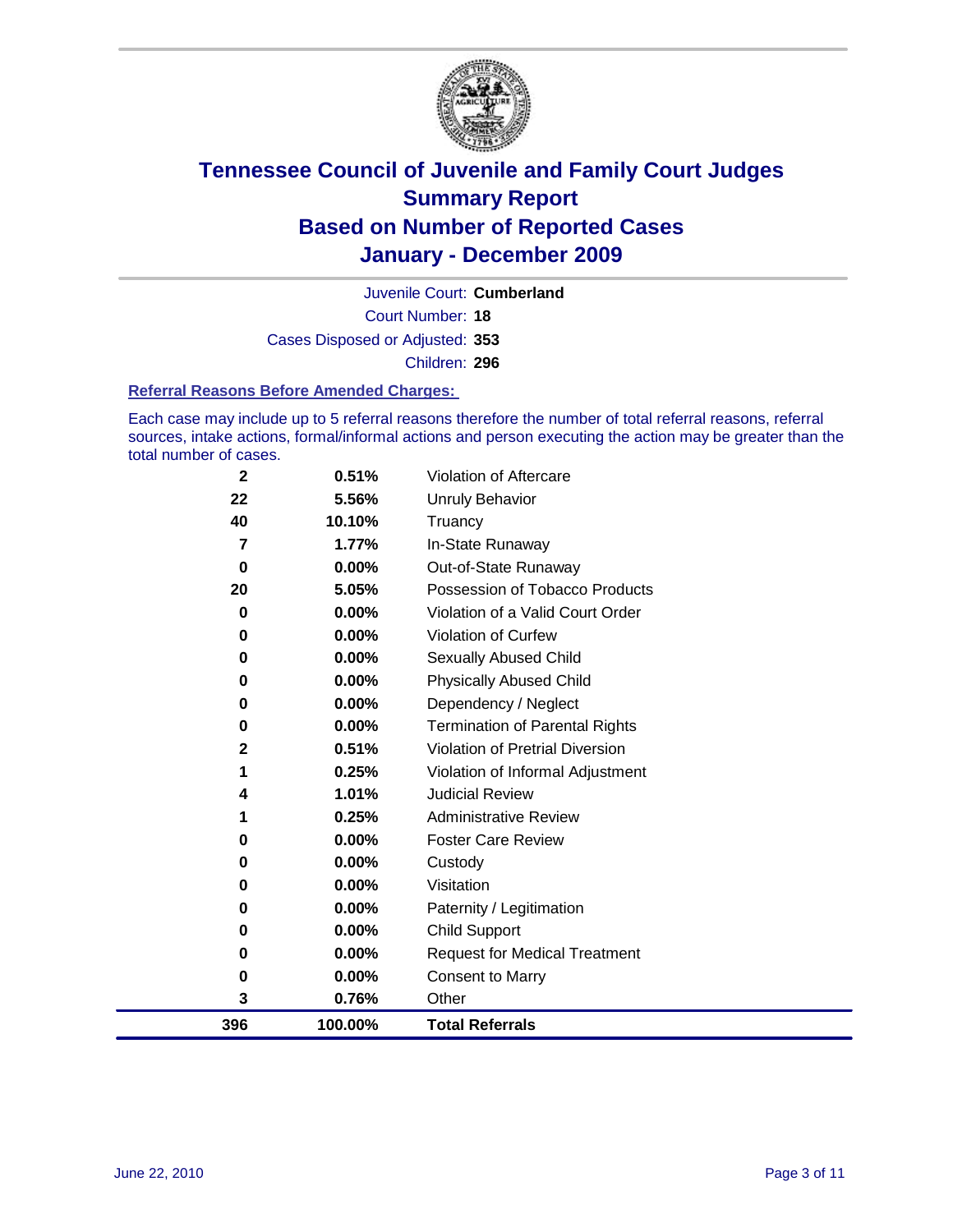# Tennessee Council of Juvenile and Family Court Judges Summary Report Based on Number of Reported Cases January - December 2009

Juvenile Court: **Cumberland**

Court Number: **18**

Cases Disposed or Adjusted: **353**

Children: **296**

### Referral Reasons Before Amended Charges:

Each case may include up to 5 referral reasons therefore the number of total referral reasons, referral sources, intake actions, formal/informal actions and person executing the action may be greater than the total number of cases.

| | | |
|---|---|---|
| 2 | 0.51% | Violation of Aftercare |
| 22 | 5.56% | Unruly Behavior |
| 40 | 10.10% | Truancy |
| 7 | 1.77% | In-State Runaway |
| 0 | 0.00% | Out-of-State Runaway |
| 20 | 5.05% | Possession of Tobacco Products |
| 0 | 0.00% | Violation of a Valid Court Order |
| 0 | 0.00% | Violation of Curfew |
| 0 | 0.00% | Sexually Abused Child |
| 0 | 0.00% | Physically Abused Child |
| 0 | 0.00% | Dependency / Neglect |
| 0 | 0.00% | Termination of Parental Rights |
| 2 | 0.51% | Violation of Pretrial Diversion |
| 1 | 0.25% | Violation of Informal Adjustment |
| 4 | 1.01% | Judicial Review |
| 1 | 0.25% | Administrative Review |
| 0 | 0.00% | Foster Care Review |
| 0 | 0.00% | Custody |
| 0 | 0.00% | Visitation |
| 0 | 0.00% | Paternity / Legitimation |
| 0 | 0.00% | Child Support |
| 0 | 0.00% | Request for Medical Treatment |
| 0 | 0.00% | Consent to Marry |
| 3 | 0.76% | Other |
| **396** | **100.00%** | **Total Referrals** |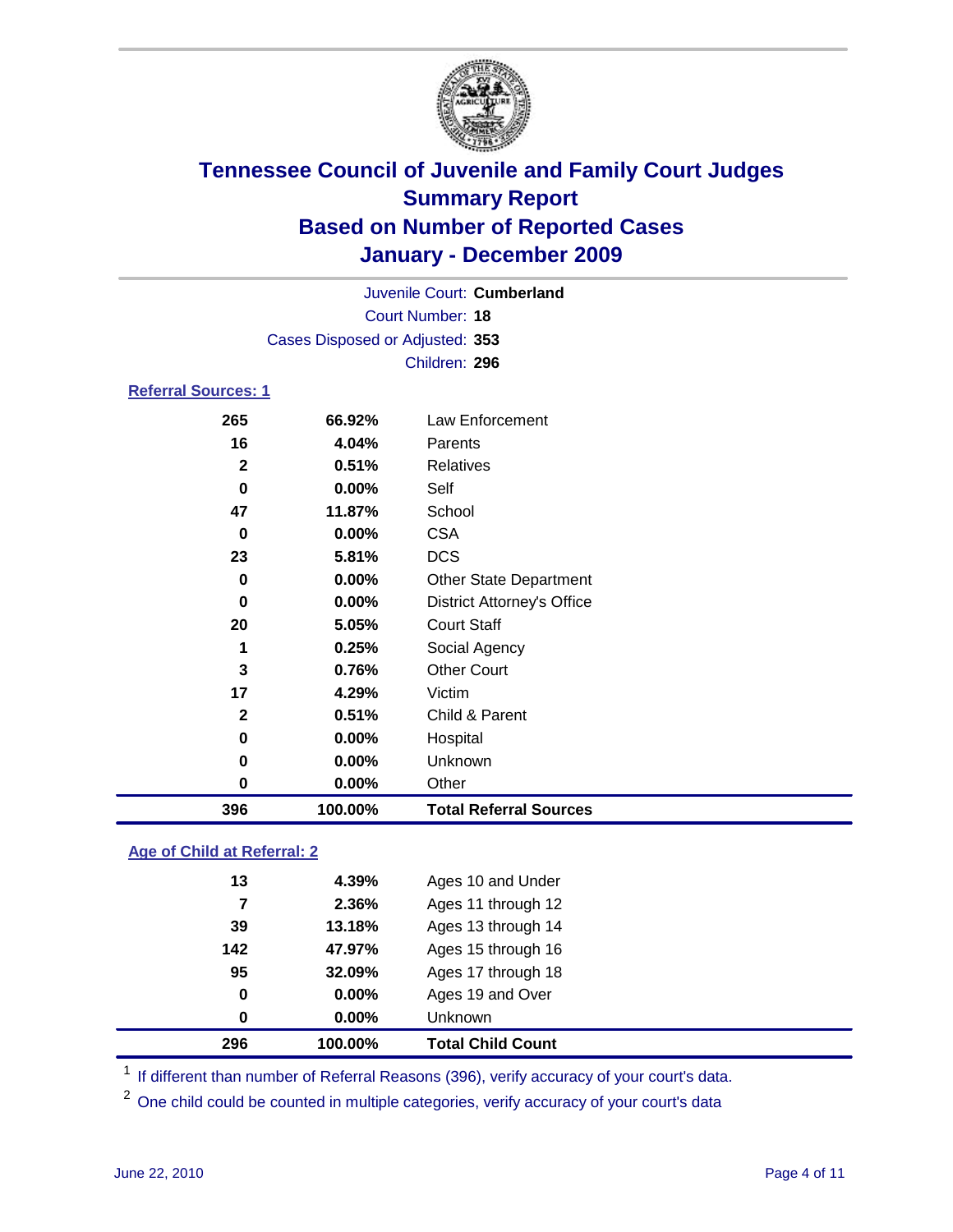# Tennessee Council of Juvenile and Family Court Judges
## Summary Report
## Based on Number of Reported Cases
## January - December 2009

Juvenile Court: **Cumberland**

Court Number: **18**

Cases Disposed or Adjusted: **353**

Children: **296**

### Referral Sources: 1

| Count | Percent | Source |
|---|---|---|
| 265 | 66.92% | Law Enforcement |
| 16 | 4.04% | Parents |
| 2 | 0.51% | Relatives |
| 0 | 0.00% | Self |
| 47 | 11.87% | School |
| 0 | 0.00% | CSA |
| 23 | 5.81% | DCS |
| 0 | 0.00% | Other State Department |
| 0 | 0.00% | District Attorney's Office |
| 20 | 5.05% | Court Staff |
| 1 | 0.25% | Social Agency |
| 3 | 0.76% | Other Court |
| 17 | 4.29% | Victim |
| 2 | 0.51% | Child & Parent |
| 0 | 0.00% | Hospital |
| 0 | 0.00% | Unknown |
| 0 | 0.00% | Other |
| **396** | **100.00%** | **Total Referral Sources** |

### Age of Child at Referral: 2

| Count | Percent | Age |
|---|---|---|
| 13 | 4.39% | Ages 10 and Under |
| 7 | 2.36% | Ages 11 through 12 |
| 39 | 13.18% | Ages 13 through 14 |
| 142 | 47.97% | Ages 15 through 16 |
| 95 | 32.09% | Ages 17 through 18 |
| 0 | 0.00% | Ages 19 and Over |
| 0 | 0.00% | Unknown |
| **296** | **100.00%** | **Total Child Count** |

[1] If different than number of Referral Reasons (396), verify accuracy of your court's data.

[2] One child could be counted in multiple categories, verify accuracy of your court's data

June 22, 2010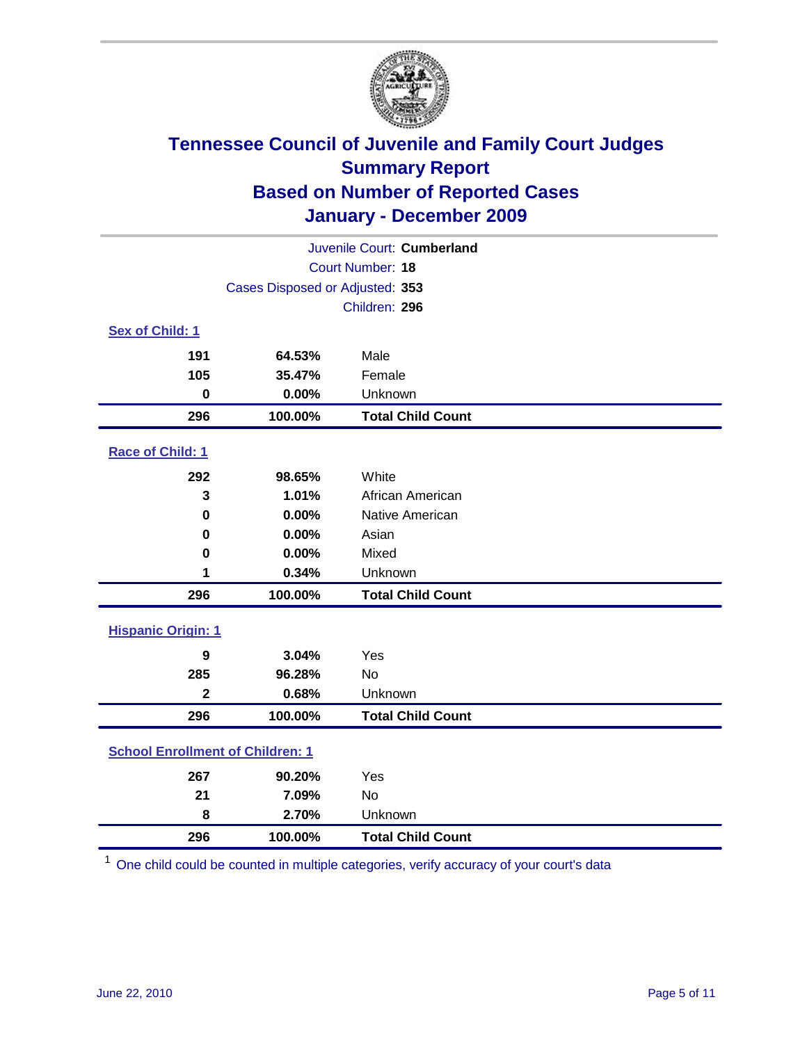# Tennessee Council of Juvenile and Family Court Judges
## Summary Report
## Based on Number of Reported Cases
## January - December 2009

Juvenile Court: **Cumberland**

Court Number: **18**

Cases Disposed or Adjusted: **353**

Children: **296**

### Sex of Child: 1

| Count | Percent | Category |
|---|---|---|
| 191 | 64.53% | Male |
| 105 | 35.47% | Female |
| 0 | 0.00% | Unknown |
| **296** | **100.00%** | **Total Child Count** |

### Race of Child: 1

| Count | Percent | Category |
|---|---|---|
| 292 | 98.65% | White |
| 3 | 1.01% | African American |
| 0 | 0.00% | Native American |
| 0 | 0.00% | Asian |
| 0 | 0.00% | Mixed |
| 1 | 0.34% | Unknown |
| **296** | **100.00%** | **Total Child Count** |

### Hispanic Origin: 1

| Count | Percent | Category |
|---|---|---|
| 9 | 3.04% | Yes |
| 285 | 96.28% | No |
| 2 | 0.68% | Unknown |
| **296** | **100.00%** | **Total Child Count** |

### School Enrollment of Children: 1

| Count | Percent | Category |
|---|---|---|
| 267 | 90.20% | Yes |
| 21 | 7.09% | No |
| 8 | 2.70% | Unknown |
| **296** | **100.00%** | **Total Child Count** |

[1] One child could be counted in multiple categories, verify accuracy of your court's data

June 22, 2010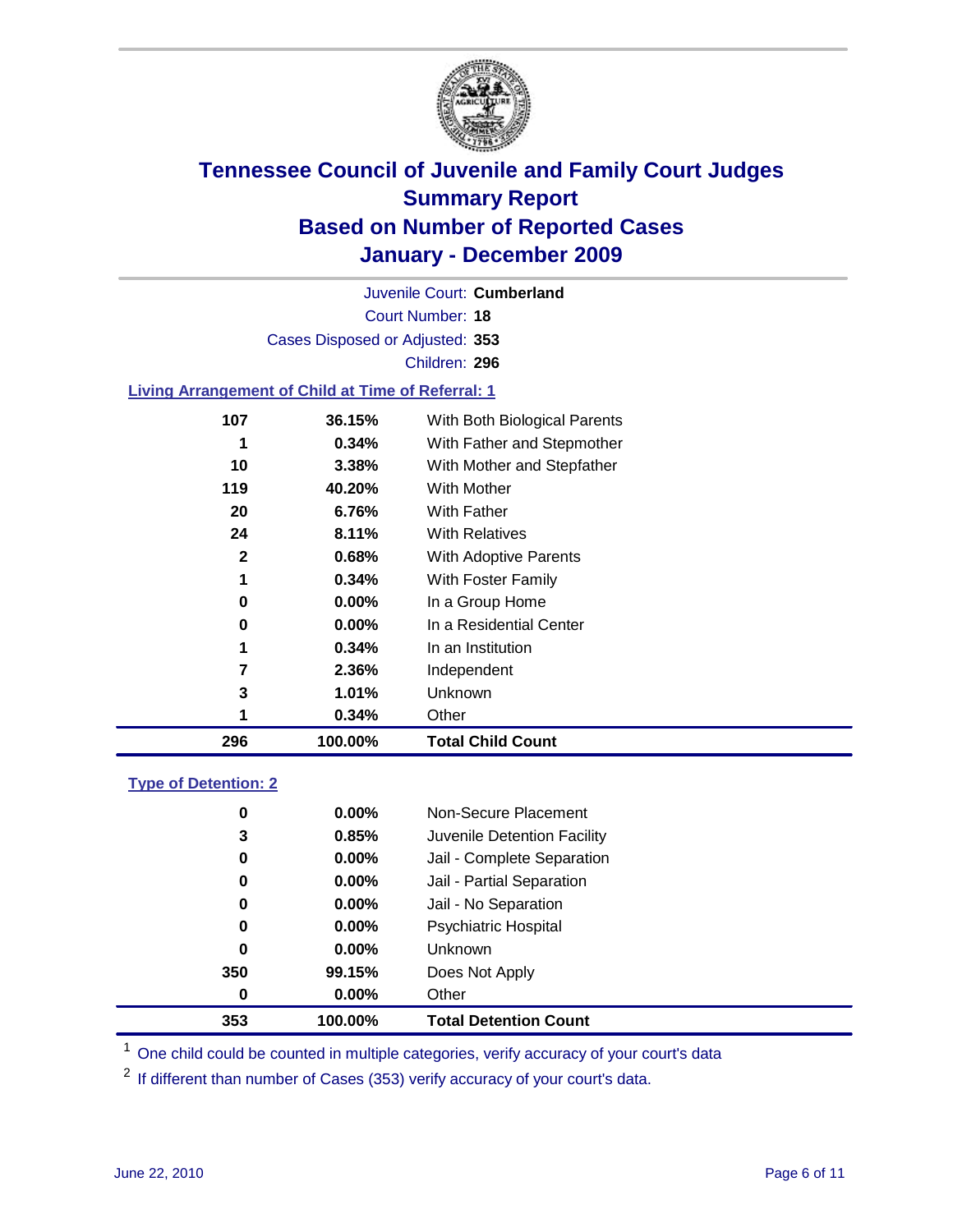# Tennessee Council of Juvenile and Family Court Judges
## Summary Report
## Based on Number of Reported Cases
## January - December 2009

Juvenile Court: **Cumberland**

Court Number: **18**

Cases Disposed or Adjusted: **353**

Children: **296**

### Living Arrangement of Child at Time of Referral: 1

| | | |
|---|---|---|
| 107 | 36.15% | With Both Biological Parents |
| 1 | 0.34% | With Father and Stepmother |
| 10 | 3.38% | With Mother and Stepfather |
| 119 | 40.20% | With Mother |
| 20 | 6.76% | With Father |
| 24 | 8.11% | With Relatives |
| 2 | 0.68% | With Adoptive Parents |
| 1 | 0.34% | With Foster Family |
| 0 | 0.00% | In a Group Home |
| 0 | 0.00% | In a Residential Center |
| 1 | 0.34% | In an Institution |
| 7 | 2.36% | Independent |
| 3 | 1.01% | Unknown |
| 1 | 0.34% | Other |
| **296** | **100.00%** | **Total Child Count** |

### Type of Detention: 2

| | | |
|---|---|---|
| 0 | 0.00% | Non-Secure Placement |
| 3 | 0.85% | Juvenile Detention Facility |
| 0 | 0.00% | Jail - Complete Separation |
| 0 | 0.00% | Jail - Partial Separation |
| 0 | 0.00% | Jail - No Separation |
| 0 | 0.00% | Psychiatric Hospital |
| 0 | 0.00% | Unknown |
| 350 | 99.15% | Does Not Apply |
| 0 | 0.00% | Other |
| **353** | **100.00%** | **Total Detention Count** |

[1] One child could be counted in multiple categories, verify accuracy of your court's data

[2] If different than number of Cases (353) verify accuracy of your court's data.

June 22, 2010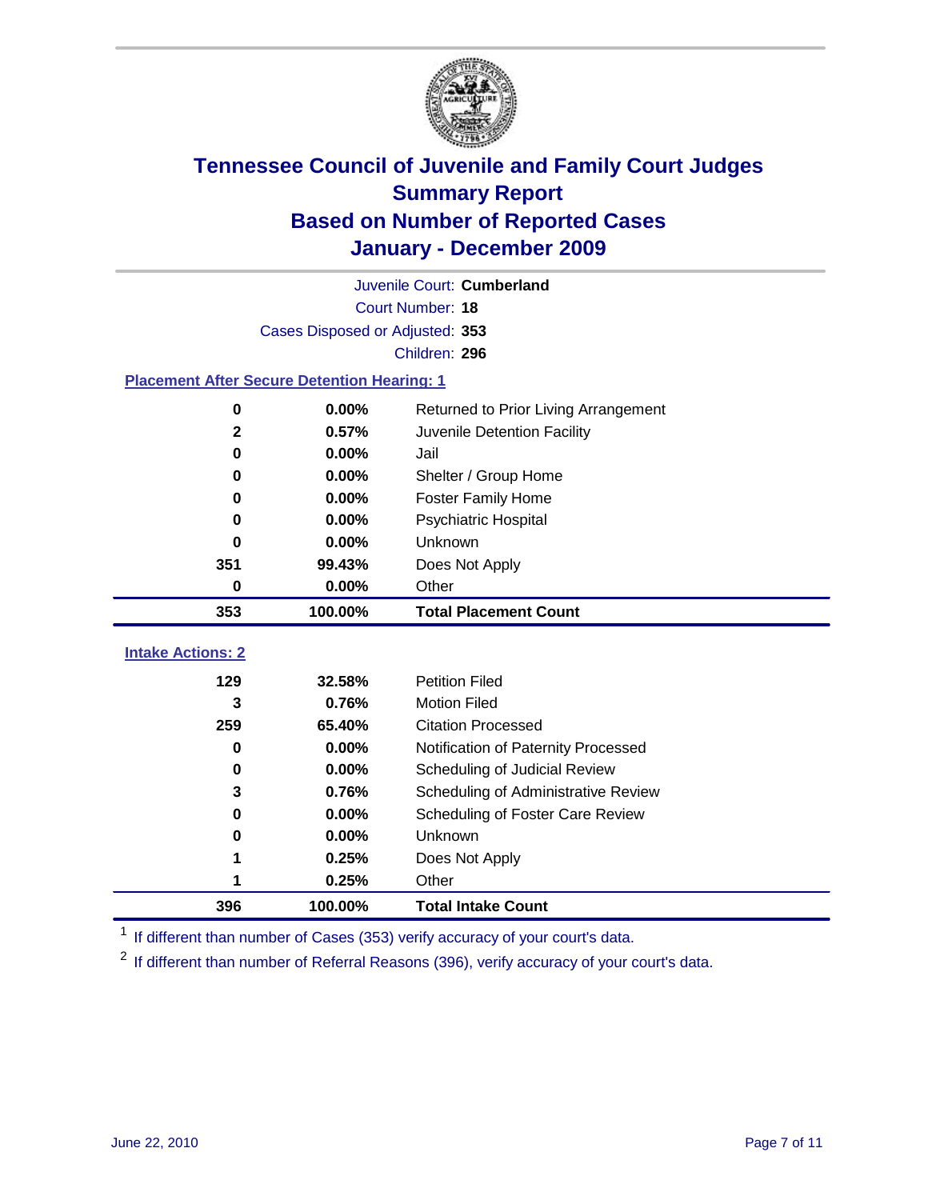# Tennessee Council of Juvenile and Family Court Judges
## Summary Report
## Based on Number of Reported Cases
## January - December 2009

Juvenile Court: **Cumberland**
Court Number: **18**
Cases Disposed or Adjusted: **353**
Children: **296**

### Placement After Secure Detention Hearing: 1

| | | |
|---|---|---|
| **0** | **0.00%** | Returned to Prior Living Arrangement |
| **2** | **0.57%** | Juvenile Detention Facility |
| **0** | **0.00%** | Jail |
| **0** | **0.00%** | Shelter / Group Home |
| **0** | **0.00%** | Foster Family Home |
| **0** | **0.00%** | Psychiatric Hospital |
| **0** | **0.00%** | Unknown |
| **351** | **99.43%** | Does Not Apply |
| **0** | **0.00%** | Other |
| **353** | **100.00%** | **Total Placement Count** |

### Intake Actions: 2

| | | |
|---|---|---|
| **129** | **32.58%** | Petition Filed |
| **3** | **0.76%** | Motion Filed |
| **259** | **65.40%** | Citation Processed |
| **0** | **0.00%** | Notification of Paternity Processed |
| **0** | **0.00%** | Scheduling of Judicial Review |
| **3** | **0.76%** | Scheduling of Administrative Review |
| **0** | **0.00%** | Scheduling of Foster Care Review |
| **0** | **0.00%** | Unknown |
| **1** | **0.25%** | Does Not Apply |
| **1** | **0.25%** | Other |
| **396** | **100.00%** | **Total Intake Count** |

[1] If different than number of Cases (353) verify accuracy of your court's data.

[2] If different than number of Referral Reasons (396), verify accuracy of your court's data.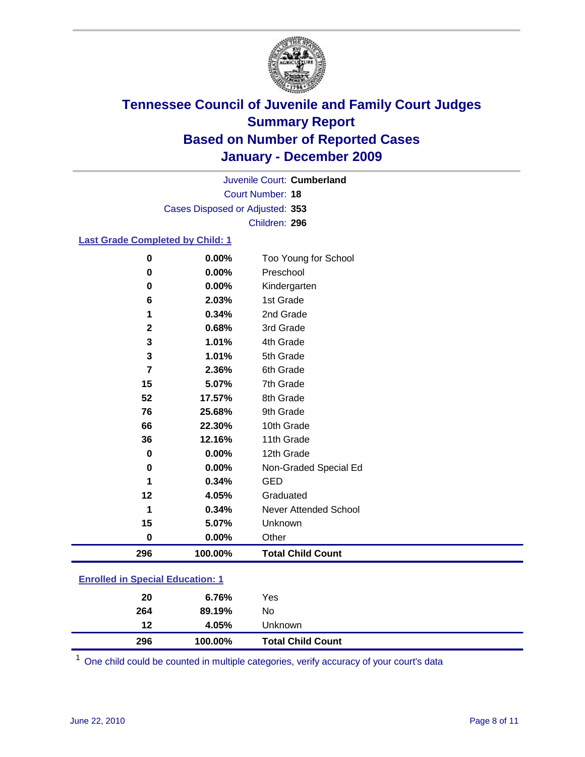# Tennessee Council of Juvenile and Family Court Judges
## Summary Report
## Based on Number of Reported Cases
## January - December 2009

Juvenile Court: **Cumberland**

Court Number: **18**

Cases Disposed or Adjusted: **353**

Children: **296**

### Last Grade Completed by Child: 1

| Count | Percent | Category |
|---|---|---|
| 0 | 0.00% | Too Young for School |
| 0 | 0.00% | Preschool |
| 0 | 0.00% | Kindergarten |
| 6 | 2.03% | 1st Grade |
| 1 | 0.34% | 2nd Grade |
| 2 | 0.68% | 3rd Grade |
| 3 | 1.01% | 4th Grade |
| 3 | 1.01% | 5th Grade |
| 7 | 2.36% | 6th Grade |
| 15 | 5.07% | 7th Grade |
| 52 | 17.57% | 8th Grade |
| 76 | 25.68% | 9th Grade |
| 66 | 22.30% | 10th Grade |
| 36 | 12.16% | 11th Grade |
| 0 | 0.00% | 12th Grade |
| 0 | 0.00% | Non-Graded Special Ed |
| 1 | 0.34% | GED |
| 12 | 4.05% | Graduated |
| 1 | 0.34% | Never Attended School |
| 15 | 5.07% | Unknown |
| 0 | 0.00% | Other |
| **296** | **100.00%** | **Total Child Count** |

### Enrolled in Special Education: 1

| Count | Percent | Category |
|---|---|---|
| 20 | 6.76% | Yes |
| 264 | 89.19% | No |
| 12 | 4.05% | Unknown |
| **296** | **100.00%** | **Total Child Count** |

[1] One child could be counted in multiple categories, verify accuracy of your court's data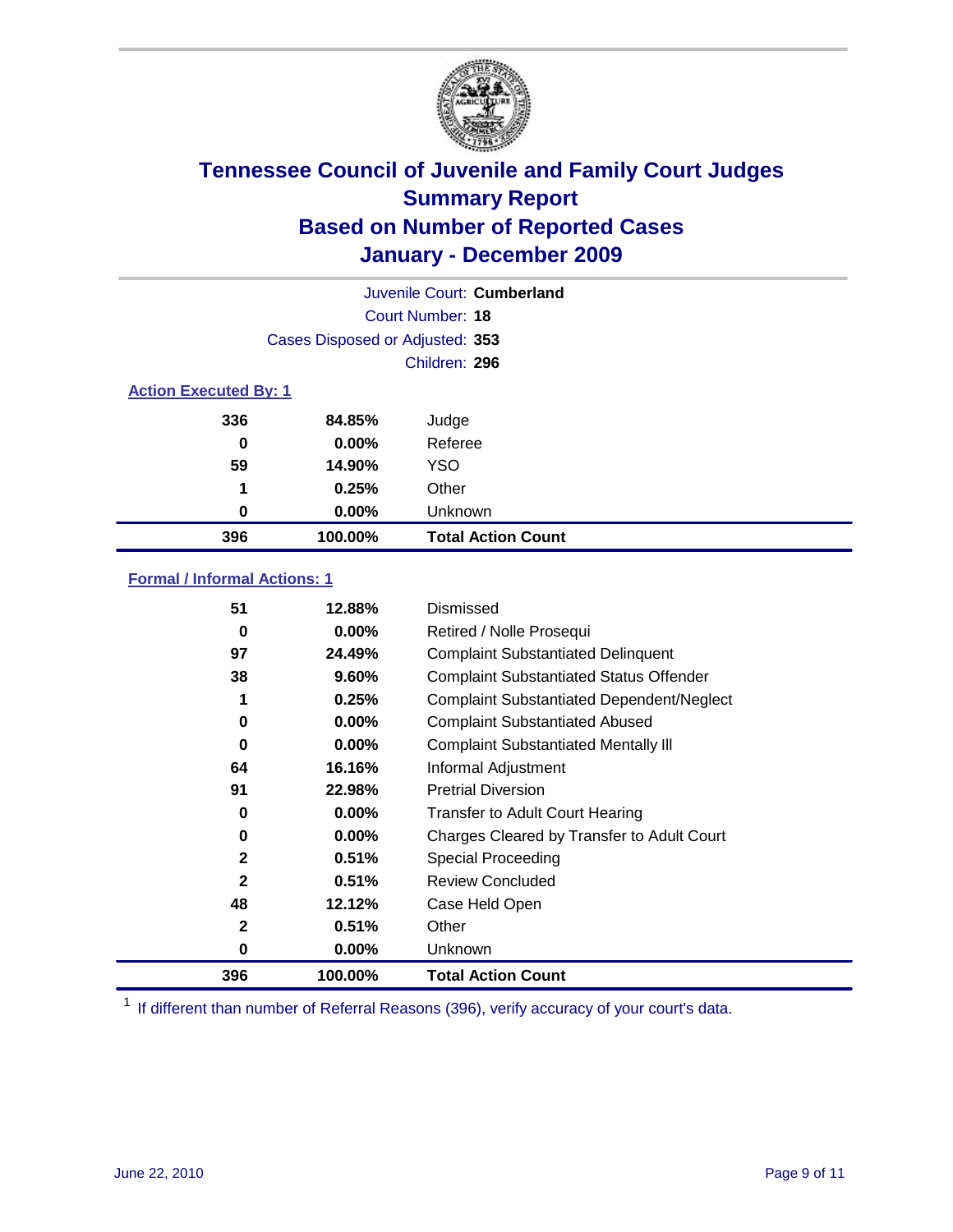# Tennessee Council of Juvenile and Family Court Judges
## Summary Report
## Based on Number of Reported Cases
## January - December 2009

Juvenile Court: **Cumberland**

Court Number: **18**

Cases Disposed or Adjusted: **353**

Children: **296**

### Action Executed By: 1

| | | |
|---|---|---|
| 336 | 84.85% | Judge |
| 0 | 0.00% | Referee |
| 59 | 14.90% | YSO |
| 1 | 0.25% | Other |
| 0 | 0.00% | Unknown |
| **396** | **100.00%** | **Total Action Count** |

### Formal / Informal Actions: 1

| | | |
|---|---|---|
| 51 | 12.88% | Dismissed |
| 0 | 0.00% | Retired / Nolle Prosequi |
| 97 | 24.49% | Complaint Substantiated Delinquent |
| 38 | 9.60% | Complaint Substantiated Status Offender |
| 1 | 0.25% | Complaint Substantiated Dependent/Neglect |
| 0 | 0.00% | Complaint Substantiated Abused |
| 0 | 0.00% | Complaint Substantiated Mentally Ill |
| 64 | 16.16% | Informal Adjustment |
| 91 | 22.98% | Pretrial Diversion |
| 0 | 0.00% | Transfer to Adult Court Hearing |
| 0 | 0.00% | Charges Cleared by Transfer to Adult Court |
| 2 | 0.51% | Special Proceeding |
| 2 | 0.51% | Review Concluded |
| 48 | 12.12% | Case Held Open |
| 2 | 0.51% | Other |
| 0 | 0.00% | Unknown |
| **396** | **100.00%** | **Total Action Count** |

[1] If different than number of Referral Reasons (396), verify accuracy of your court's data.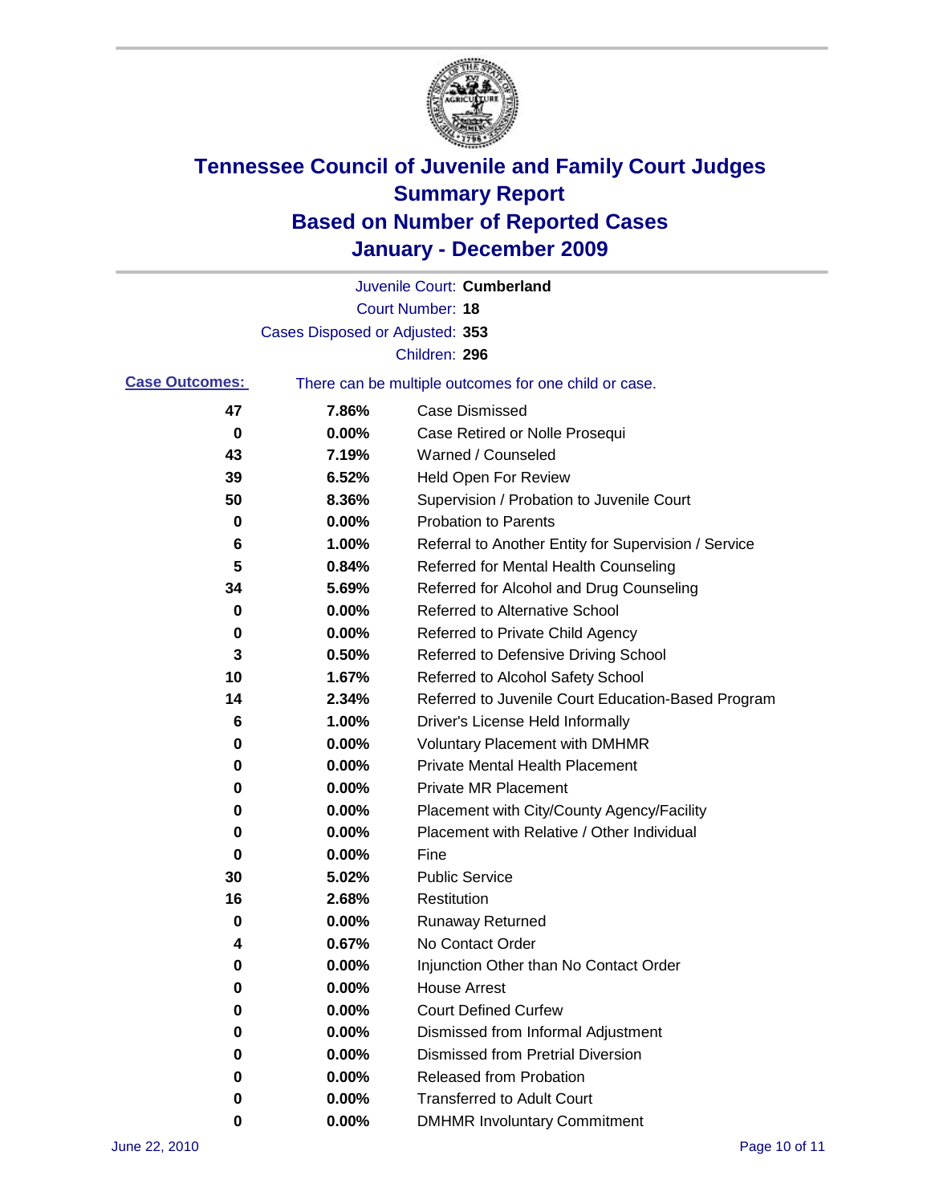# Tennessee Council of Juvenile and Family Court Judges
## Summary Report
## Based on Number of Reported Cases
## January - December 2009

Juvenile Court: **Cumberland**

Court Number: **18**

Cases Disposed or Adjusted: **353**

Children: **296**

**Case Outcomes:** There can be multiple outcomes for one child or case.

| Count | Percent | Outcome |
|---|---|---|
| 47 | 7.86% | Case Dismissed |
| 0 | 0.00% | Case Retired or Nolle Prosequi |
| 43 | 7.19% | Warned / Counseled |
| 39 | 6.52% | Held Open For Review |
| 50 | 8.36% | Supervision / Probation to Juvenile Court |
| 0 | 0.00% | Probation to Parents |
| 6 | 1.00% | Referral to Another Entity for Supervision / Service |
| 5 | 0.84% | Referred for Mental Health Counseling |
| 34 | 5.69% | Referred for Alcohol and Drug Counseling |
| 0 | 0.00% | Referred to Alternative School |
| 0 | 0.00% | Referred to Private Child Agency |
| 3 | 0.50% | Referred to Defensive Driving School |
| 10 | 1.67% | Referred to Alcohol Safety School |
| 14 | 2.34% | Referred to Juvenile Court Education-Based Program |
| 6 | 1.00% | Driver's License Held Informally |
| 0 | 0.00% | Voluntary Placement with DMHMR |
| 0 | 0.00% | Private Mental Health Placement |
| 0 | 0.00% | Private MR Placement |
| 0 | 0.00% | Placement with City/County Agency/Facility |
| 0 | 0.00% | Placement with Relative / Other Individual |
| 0 | 0.00% | Fine |
| 30 | 5.02% | Public Service |
| 16 | 2.68% | Restitution |
| 0 | 0.00% | Runaway Returned |
| 4 | 0.67% | No Contact Order |
| 0 | 0.00% | Injunction Other than No Contact Order |
| 0 | 0.00% | House Arrest |
| 0 | 0.00% | Court Defined Curfew |
| 0 | 0.00% | Dismissed from Informal Adjustment |
| 0 | 0.00% | Dismissed from Pretrial Diversion |
| 0 | 0.00% | Released from Probation |
| 0 | 0.00% | Transferred to Adult Court |
| 0 | 0.00% | DMHMR Involuntary Commitment |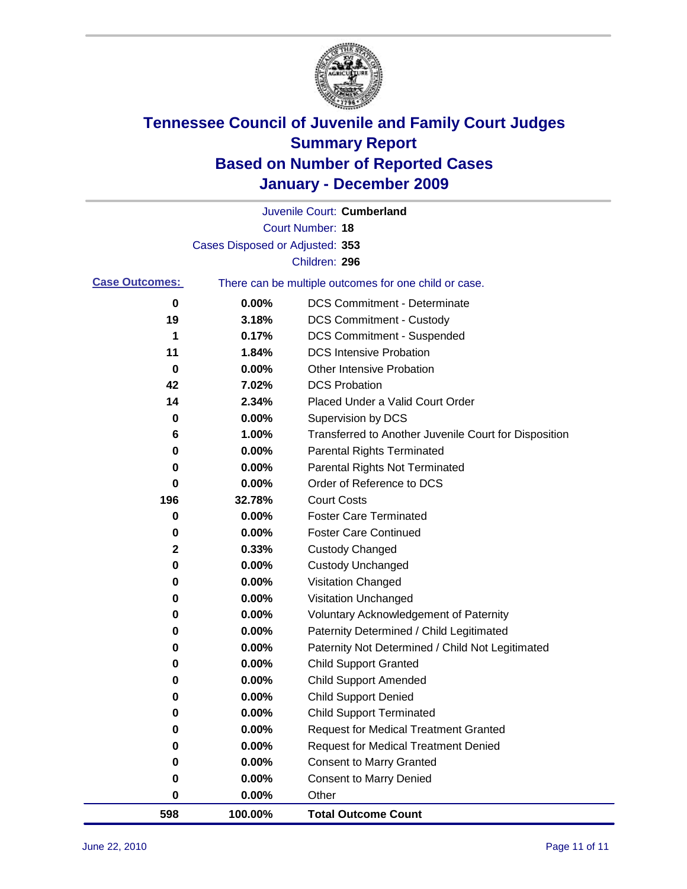# Tennessee Council of Juvenile and Family Court Judges
## Summary Report
## Based on Number of Reported Cases
## January - December 2009

Juvenile Court: **Cumberland**

Court Number: **18**

Cases Disposed or Adjusted: **353**

Children: **296**

**Case Outcomes:** There can be multiple outcomes for one child or case.

| | | |
|---|---|---|
| 0 | 0.00% | DCS Commitment - Determinate |
| 19 | 3.18% | DCS Commitment - Custody |
| 1 | 0.17% | DCS Commitment - Suspended |
| 11 | 1.84% | DCS Intensive Probation |
| 0 | 0.00% | Other Intensive Probation |
| 42 | 7.02% | DCS Probation |
| 14 | 2.34% | Placed Under a Valid Court Order |
| 0 | 0.00% | Supervision by DCS |
| 6 | 1.00% | Transferred to Another Juvenile Court for Disposition |
| 0 | 0.00% | Parental Rights Terminated |
| 0 | 0.00% | Parental Rights Not Terminated |
| 0 | 0.00% | Order of Reference to DCS |
| 196 | 32.78% | Court Costs |
| 0 | 0.00% | Foster Care Terminated |
| 0 | 0.00% | Foster Care Continued |
| 2 | 0.33% | Custody Changed |
| 0 | 0.00% | Custody Unchanged |
| 0 | 0.00% | Visitation Changed |
| 0 | 0.00% | Visitation Unchanged |
| 0 | 0.00% | Voluntary Acknowledgement of Paternity |
| 0 | 0.00% | Paternity Determined / Child Legitimated |
| 0 | 0.00% | Paternity Not Determined / Child Not Legitimated |
| 0 | 0.00% | Child Support Granted |
| 0 | 0.00% | Child Support Amended |
| 0 | 0.00% | Child Support Denied |
| 0 | 0.00% | Child Support Terminated |
| 0 | 0.00% | Request for Medical Treatment Granted |
| 0 | 0.00% | Request for Medical Treatment Denied |
| 0 | 0.00% | Consent to Marry Granted |
| 0 | 0.00% | Consent to Marry Denied |
| 0 | 0.00% | Other |
| **598** | **100.00%** | **Total Outcome Count** |